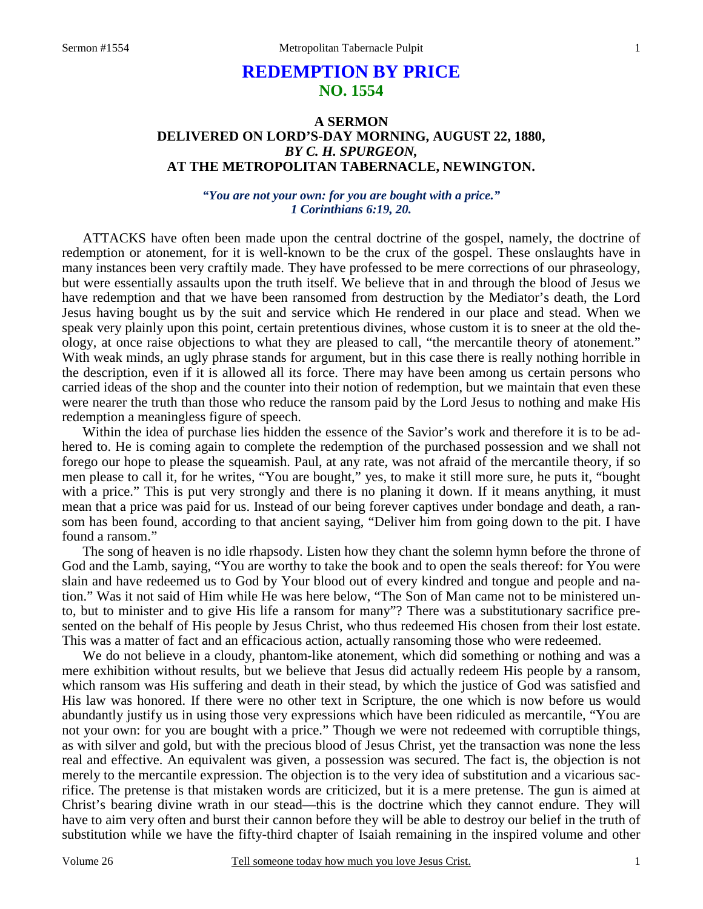# REDEMPTION BY PRICE
## NO. 1554

### A SERMON
### DELIVERED ON LORD'S-DAY MORNING, AUGUST 22, 1880,
### *BY C. H. SPURGEON,*
### AT THE METROPOLITAN TABERNACLE, NEWINGTON.

***"You are not your own: for you are bought with a price."***
***1 Corinthians 6:19, 20.***

ATTACKS have often been made upon the central doctrine of the gospel, namely, the doctrine of redemption or atonement, for it is well-known to be the crux of the gospel. These onslaughts have in many instances been very craftily made. They have professed to be mere corrections of our phraseology, but were essentially assaults upon the truth itself. We believe that in and through the blood of Jesus we have redemption and that we have been ransomed from destruction by the Mediator's death, the Lord Jesus having bought us by the suit and service which He rendered in our place and stead. When we speak very plainly upon this point, certain pretentious divines, whose custom it is to sneer at the old theology, at once raise objections to what they are pleased to call, "the mercantile theory of atonement." With weak minds, an ugly phrase stands for argument, but in this case there is really nothing horrible in the description, even if it is allowed all its force. There may have been among us certain persons who carried ideas of the shop and the counter into their notion of redemption, but we maintain that even these were nearer the truth than those who reduce the ransom paid by the Lord Jesus to nothing and make His redemption a meaningless figure of speech.

Within the idea of purchase lies hidden the essence of the Savior's work and therefore it is to be adhered to. He is coming again to complete the redemption of the purchased possession and we shall not forego our hope to please the squeamish. Paul, at any rate, was not afraid of the mercantile theory, if so men please to call it, for he writes, "You are bought," yes, to make it still more sure, he puts it, "bought with a price." This is put very strongly and there is no planing it down. If it means anything, it must mean that a price was paid for us. Instead of our being forever captives under bondage and death, a ransom has been found, according to that ancient saying, "Deliver him from going down to the pit. I have found a ransom."

The song of heaven is no idle rhapsody. Listen how they chant the solemn hymn before the throne of God and the Lamb, saying, "You are worthy to take the book and to open the seals thereof: for You were slain and have redeemed us to God by Your blood out of every kindred and tongue and people and nation." Was it not said of Him while He was here below, "The Son of Man came not to be ministered unto, but to minister and to give His life a ransom for many"? There was a substitutionary sacrifice presented on the behalf of His people by Jesus Christ, who thus redeemed His chosen from their lost estate. This was a matter of fact and an efficacious action, actually ransoming those who were redeemed.

We do not believe in a cloudy, phantom-like atonement, which did something or nothing and was a mere exhibition without results, but we believe that Jesus did actually redeem His people by a ransom, which ransom was His suffering and death in their stead, by which the justice of God was satisfied and His law was honored. If there were no other text in Scripture, the one which is now before us would abundantly justify us in using those very expressions which have been ridiculed as mercantile, "You are not your own: for you are bought with a price." Though we were not redeemed with corruptible things, as with silver and gold, but with the precious blood of Jesus Christ, yet the transaction was none the less real and effective. An equivalent was given, a possession was secured. The fact is, the objection is not merely to the mercantile expression. The objection is to the very idea of substitution and a vicarious sacrifice. The pretense is that mistaken words are criticized, but it is a mere pretense. The gun is aimed at Christ's bearing divine wrath in our stead—this is the doctrine which they cannot endure. They will have to aim very often and burst their cannon before they will be able to destroy our belief in the truth of substitution while we have the fifty-third chapter of Isaiah remaining in the inspired volume and other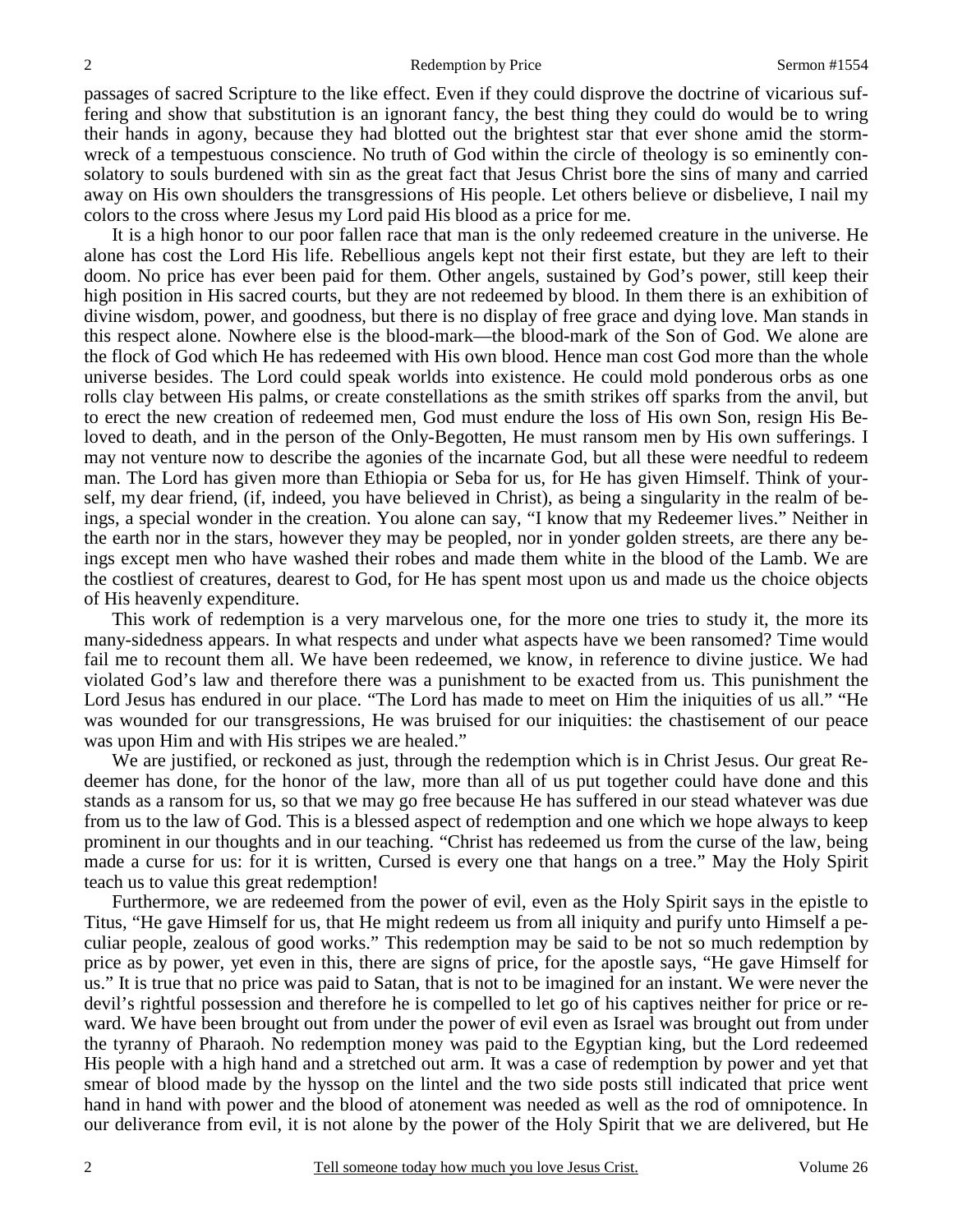passages of sacred Scripture to the like effect. Even if they could disprove the doctrine of vicarious suffering and show that substitution is an ignorant fancy, the best thing they could do would be to wring their hands in agony, because they had blotted out the brightest star that ever shone amid the storm-wreck of a tempestuous conscience. No truth of God within the circle of theology is so eminently consolatory to souls burdened with sin as the great fact that Jesus Christ bore the sins of many and carried away on His own shoulders the transgressions of His people. Let others believe or disbelieve, I nail my colors to the cross where Jesus my Lord paid His blood as a price for me.

It is a high honor to our poor fallen race that man is the only redeemed creature in the universe. He alone has cost the Lord His life. Rebellious angels kept not their first estate, but they are left to their doom. No price has ever been paid for them. Other angels, sustained by God's power, still keep their high position in His sacred courts, but they are not redeemed by blood. In them there is an exhibition of divine wisdom, power, and goodness, but there is no display of free grace and dying love. Man stands in this respect alone. Nowhere else is the blood-mark—the blood-mark of the Son of God. We alone are the flock of God which He has redeemed with His own blood. Hence man cost God more than the whole universe besides. The Lord could speak worlds into existence. He could mold ponderous orbs as one rolls clay between His palms, or create constellations as the smith strikes off sparks from the anvil, but to erect the new creation of redeemed men, God must endure the loss of His own Son, resign His Beloved to death, and in the person of the Only-Begotten, He must ransom men by His own sufferings. I may not venture now to describe the agonies of the incarnate God, but all these were needful to redeem man. The Lord has given more than Ethiopia or Seba for us, for He has given Himself. Think of yourself, my dear friend, (if, indeed, you have believed in Christ), as being a singularity in the realm of beings, a special wonder in the creation. You alone can say, "I know that my Redeemer lives." Neither in the earth nor in the stars, however they may be peopled, nor in yonder golden streets, are there any beings except men who have washed their robes and made them white in the blood of the Lamb. We are the costliest of creatures, dearest to God, for He has spent most upon us and made us the choice objects of His heavenly expenditure.

This work of redemption is a very marvelous one, for the more one tries to study it, the more its many-sidedness appears. In what respects and under what aspects have we been ransomed? Time would fail me to recount them all. We have been redeemed, we know, in reference to divine justice. We had violated God's law and therefore there was a punishment to be exacted from us. This punishment the Lord Jesus has endured in our place. "The Lord has made to meet on Him the iniquities of us all." "He was wounded for our transgressions, He was bruised for our iniquities: the chastisement of our peace was upon Him and with His stripes we are healed."

We are justified, or reckoned as just, through the redemption which is in Christ Jesus. Our great Redeemer has done, for the honor of the law, more than all of us put together could have done and this stands as a ransom for us, so that we may go free because He has suffered in our stead whatever was due from us to the law of God. This is a blessed aspect of redemption and one which we hope always to keep prominent in our thoughts and in our teaching. "Christ has redeemed us from the curse of the law, being made a curse for us: for it is written, Cursed is every one that hangs on a tree." May the Holy Spirit teach us to value this great redemption!

Furthermore, we are redeemed from the power of evil, even as the Holy Spirit says in the epistle to Titus, "He gave Himself for us, that He might redeem us from all iniquity and purify unto Himself a peculiar people, zealous of good works." This redemption may be said to be not so much redemption by price as by power, yet even in this, there are signs of price, for the apostle says, "He gave Himself for us." It is true that no price was paid to Satan, that is not to be imagined for an instant. We were never the devil's rightful possession and therefore he is compelled to let go of his captives neither for price or reward. We have been brought out from under the power of evil even as Israel was brought out from under the tyranny of Pharaoh. No redemption money was paid to the Egyptian king, but the Lord redeemed His people with a high hand and a stretched out arm. It was a case of redemption by power and yet that smear of blood made by the hyssop on the lintel and the two side posts still indicated that price went hand in hand with power and the blood of atonement was needed as well as the rod of omnipotence. In our deliverance from evil, it is not alone by the power of the Holy Spirit that we are delivered, but He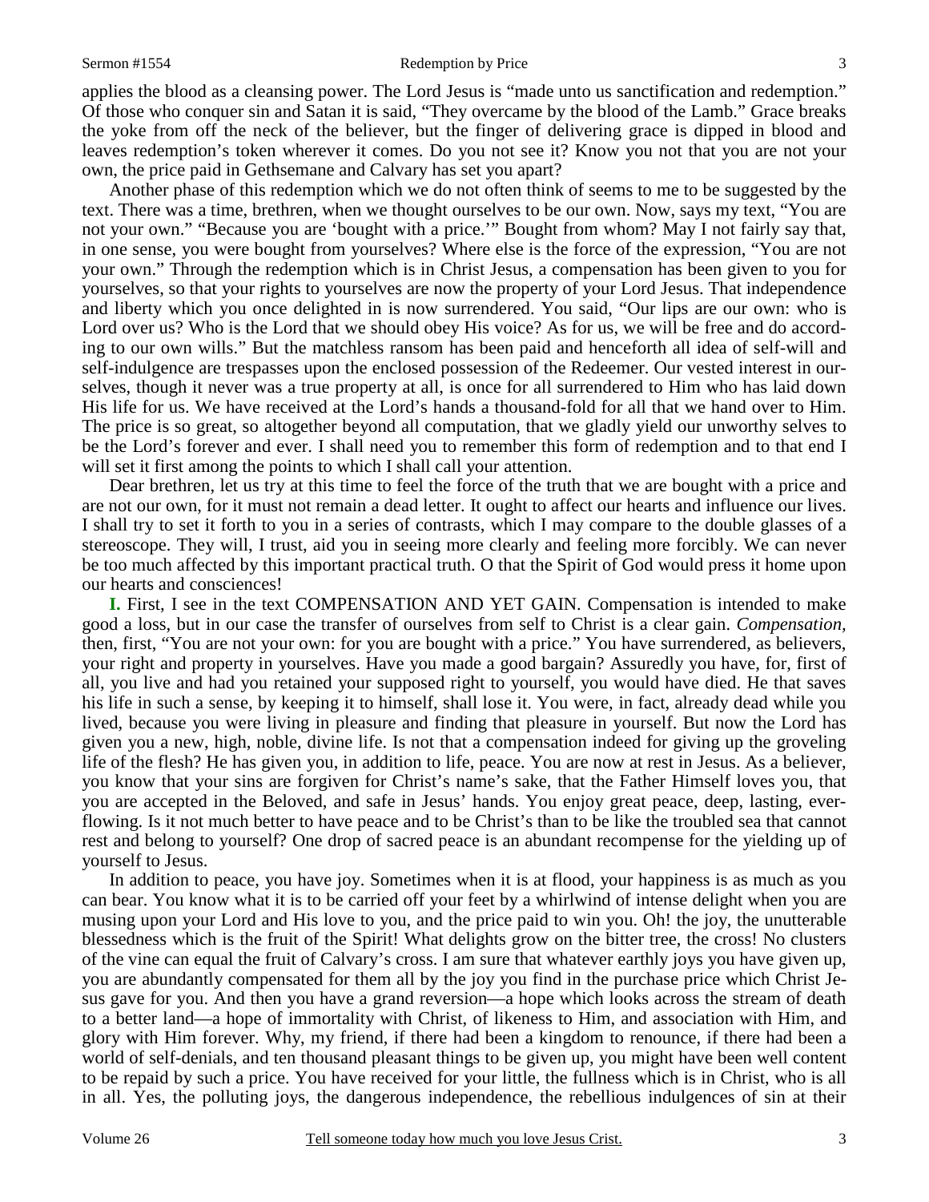applies the blood as a cleansing power. The Lord Jesus is "made unto us sanctification and redemption." Of those who conquer sin and Satan it is said, "They overcame by the blood of the Lamb." Grace breaks the yoke from off the neck of the believer, but the finger of delivering grace is dipped in blood and leaves redemption's token wherever it comes. Do you not see it? Know you not that you are not your own, the price paid in Gethsemane and Calvary has set you apart?

Another phase of this redemption which we do not often think of seems to me to be suggested by the text. There was a time, brethren, when we thought ourselves to be our own. Now, says my text, "You are not your own." "Because you are 'bought with a price.'" Bought from whom? May I not fairly say that, in one sense, you were bought from yourselves? Where else is the force of the expression, "You are not your own." Through the redemption which is in Christ Jesus, a compensation has been given to you for yourselves, so that your rights to yourselves are now the property of your Lord Jesus. That independence and liberty which you once delighted in is now surrendered. You said, "Our lips are our own: who is Lord over us? Who is the Lord that we should obey His voice? As for us, we will be free and do according to our own wills." But the matchless ransom has been paid and henceforth all idea of self-will and self-indulgence are trespasses upon the enclosed possession of the Redeemer. Our vested interest in ourselves, though it never was a true property at all, is once for all surrendered to Him who has laid down His life for us. We have received at the Lord's hands a thousand-fold for all that we hand over to Him. The price is so great, so altogether beyond all computation, that we gladly yield our unworthy selves to be the Lord's forever and ever. I shall need you to remember this form of redemption and to that end I will set it first among the points to which I shall call your attention.

Dear brethren, let us try at this time to feel the force of the truth that we are bought with a price and are not our own, for it must not remain a dead letter. It ought to affect our hearts and influence our lives. I shall try to set it forth to you in a series of contrasts, which I may compare to the double glasses of a stereoscope. They will, I trust, aid you in seeing more clearly and feeling more forcibly. We can never be too much affected by this important practical truth. O that the Spirit of God would press it home upon our hearts and consciences!

**I.** First, I see in the text COMPENSATION AND YET GAIN. Compensation is intended to make good a loss, but in our case the transfer of ourselves from self to Christ is a clear gain. *Compensation,* then, first, "You are not your own: for you are bought with a price." You have surrendered, as believers, your right and property in yourselves. Have you made a good bargain? Assuredly you have, for, first of all, you live and had you retained your supposed right to yourself, you would have died. He that saves his life in such a sense, by keeping it to himself, shall lose it. You were, in fact, already dead while you lived, because you were living in pleasure and finding that pleasure in yourself. But now the Lord has given you a new, high, noble, divine life. Is not that a compensation indeed for giving up the groveling life of the flesh? He has given you, in addition to life, peace. You are now at rest in Jesus. As a believer, you know that your sins are forgiven for Christ's name's sake, that the Father Himself loves you, that you are accepted in the Beloved, and safe in Jesus' hands. You enjoy great peace, deep, lasting, ever-flowing. Is it not much better to have peace and to be Christ's than to be like the troubled sea that cannot rest and belong to yourself? One drop of sacred peace is an abundant recompense for the yielding up of yourself to Jesus.

In addition to peace, you have joy. Sometimes when it is at flood, your happiness is as much as you can bear. You know what it is to be carried off your feet by a whirlwind of intense delight when you are musing upon your Lord and His love to you, and the price paid to win you. Oh! the joy, the unutterable blessedness which is the fruit of the Spirit! What delights grow on the bitter tree, the cross! No clusters of the vine can equal the fruit of Calvary's cross. I am sure that whatever earthly joys you have given up, you are abundantly compensated for them all by the joy you find in the purchase price which Christ Jesus gave for you. And then you have a grand reversion—a hope which looks across the stream of death to a better land—a hope of immortality with Christ, of likeness to Him, and association with Him, and glory with Him forever. Why, my friend, if there had been a kingdom to renounce, if there had been a world of self-denials, and ten thousand pleasant things to be given up, you might have been well content to be repaid by such a price. You have received for your little, the fullness which is in Christ, who is all in all. Yes, the polluting joys, the dangerous independence, the rebellious indulgences of sin at their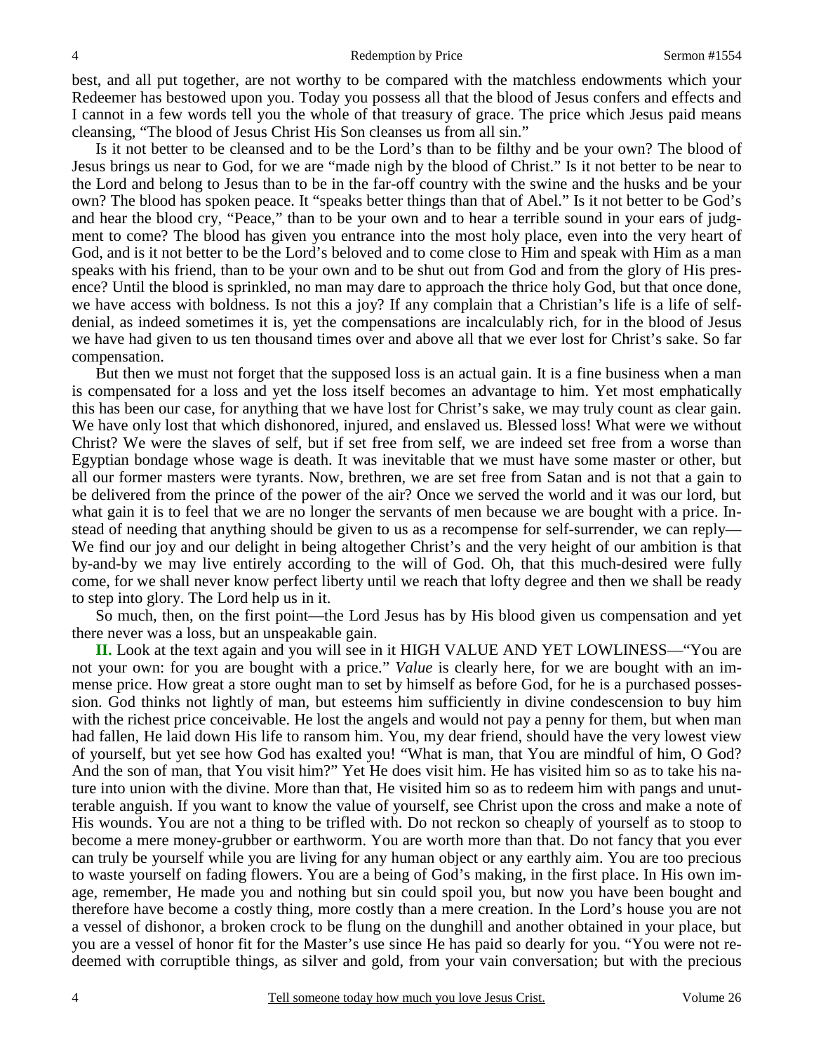best, and all put together, are not worthy to be compared with the matchless endowments which your Redeemer has bestowed upon you. Today you possess all that the blood of Jesus confers and effects and I cannot in a few words tell you the whole of that treasury of grace. The price which Jesus paid means cleansing, "The blood of Jesus Christ His Son cleanses us from all sin."

Is it not better to be cleansed and to be the Lord's than to be filthy and be your own? The blood of Jesus brings us near to God, for we are "made nigh by the blood of Christ." Is it not better to be near to the Lord and belong to Jesus than to be in the far-off country with the swine and the husks and be your own? The blood has spoken peace. It "speaks better things than that of Abel." Is it not better to be God's and hear the blood cry, "Peace," than to be your own and to hear a terrible sound in your ears of judgment to come? The blood has given you entrance into the most holy place, even into the very heart of God, and is it not better to be the Lord's beloved and to come close to Him and speak with Him as a man speaks with his friend, than to be your own and to be shut out from God and from the glory of His presence? Until the blood is sprinkled, no man may dare to approach the thrice holy God, but that once done, we have access with boldness. Is not this a joy? If any complain that a Christian's life is a life of self-denial, as indeed sometimes it is, yet the compensations are incalculably rich, for in the blood of Jesus we have had given to us ten thousand times over and above all that we ever lost for Christ's sake. So far compensation.

But then we must not forget that the supposed loss is an actual gain. It is a fine business when a man is compensated for a loss and yet the loss itself becomes an advantage to him. Yet most emphatically this has been our case, for anything that we have lost for Christ's sake, we may truly count as clear gain. We have only lost that which dishonored, injured, and enslaved us. Blessed loss! What were we without Christ? We were the slaves of self, but if set free from self, we are indeed set free from a worse than Egyptian bondage whose wage is death. It was inevitable that we must have some master or other, but all our former masters were tyrants. Now, brethren, we are set free from Satan and is not that a gain to be delivered from the prince of the power of the air? Once we served the world and it was our lord, but what gain it is to feel that we are no longer the servants of men because we are bought with a price. Instead of needing that anything should be given to us as a recompense for self-surrender, we can reply—We find our joy and our delight in being altogether Christ's and the very height of our ambition is that by-and-by we may live entirely according to the will of God. Oh, that this much-desired were fully come, for we shall never know perfect liberty until we reach that lofty degree and then we shall be ready to step into glory. The Lord help us in it.

So much, then, on the first point—the Lord Jesus has by His blood given us compensation and yet there never was a loss, but an unspeakable gain.

**II.** Look at the text again and you will see in it HIGH VALUE AND YET LOWLINESS—"You are not your own: for you are bought with a price." *Value* is clearly here, for we are bought with an immense price. How great a store ought man to set by himself as before God, for he is a purchased possession. God thinks not lightly of man, but esteems him sufficiently in divine condescension to buy him with the richest price conceivable. He lost the angels and would not pay a penny for them, but when man had fallen, He laid down His life to ransom him. You, my dear friend, should have the very lowest view of yourself, but yet see how God has exalted you! "What is man, that You are mindful of him, O God? And the son of man, that You visit him?" Yet He does visit him. He has visited him so as to take his nature into union with the divine. More than that, He visited him so as to redeem him with pangs and unutterable anguish. If you want to know the value of yourself, see Christ upon the cross and make a note of His wounds. You are not a thing to be trifled with. Do not reckon so cheaply of yourself as to stoop to become a mere money-grubber or earthworm. You are worth more than that. Do not fancy that you ever can truly be yourself while you are living for any human object or any earthly aim. You are too precious to waste yourself on fading flowers. You are a being of God's making, in the first place. In His own image, remember, He made you and nothing but sin could spoil you, but now you have been bought and therefore have become a costly thing, more costly than a mere creation. In the Lord's house you are not a vessel of dishonor, a broken crock to be flung on the dunghill and another obtained in your place, but you are a vessel of honor fit for the Master's use since He has paid so dearly for you. "You were not redeemed with corruptible things, as silver and gold, from your vain conversation; but with the precious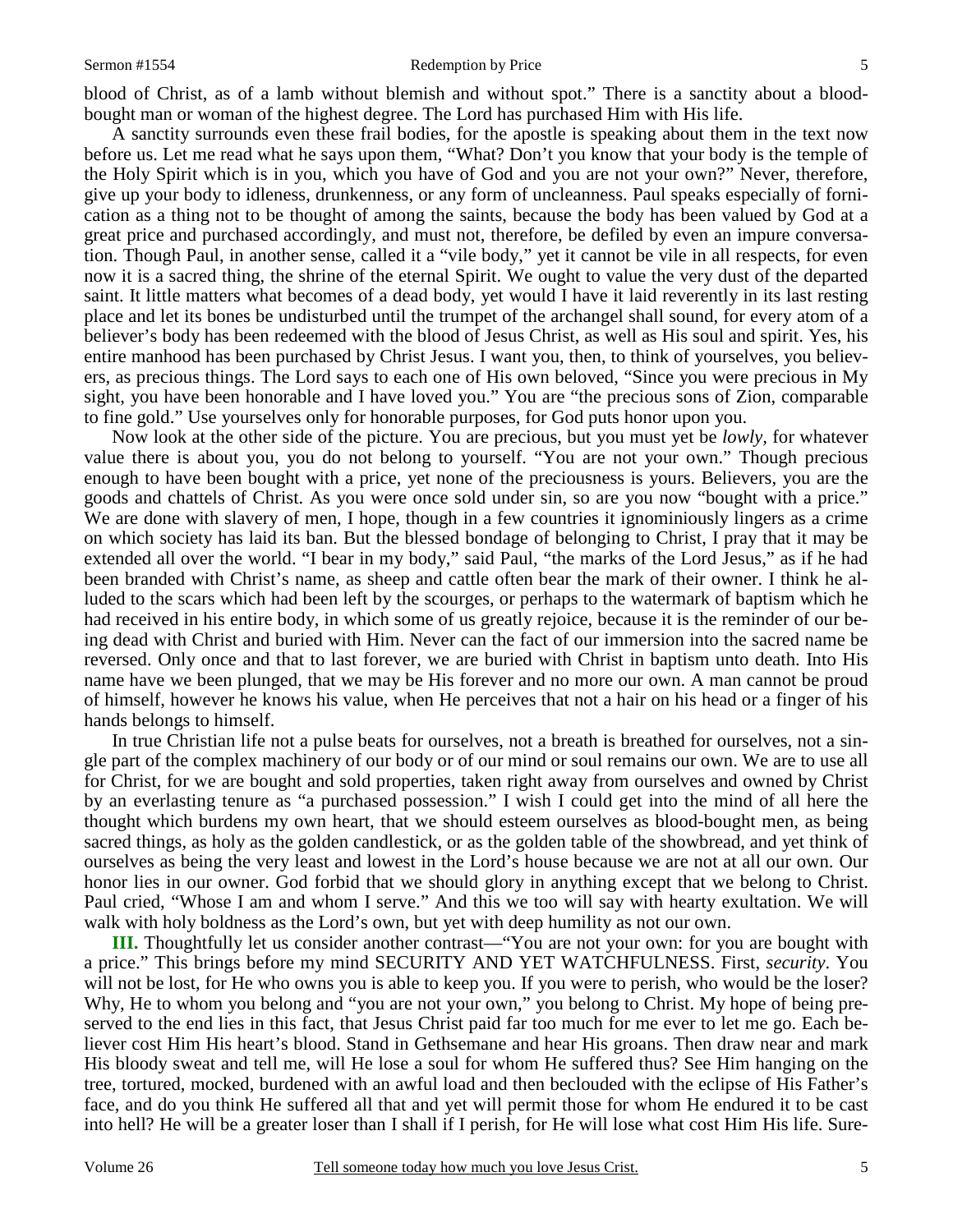blood of Christ, as of a lamb without blemish and without spot." There is a sanctity about a blood-bought man or woman of the highest degree. The Lord has purchased Him with His life.

A sanctity surrounds even these frail bodies, for the apostle is speaking about them in the text now before us. Let me read what he says upon them, "What? Don't you know that your body is the temple of the Holy Spirit which is in you, which you have of God and you are not your own?" Never, therefore, give up your body to idleness, drunkenness, or any form of uncleanness. Paul speaks especially of fornication as a thing not to be thought of among the saints, because the body has been valued by God at a great price and purchased accordingly, and must not, therefore, be defiled by even an impure conversation. Though Paul, in another sense, called it a "vile body," yet it cannot be vile in all respects, for even now it is a sacred thing, the shrine of the eternal Spirit. We ought to value the very dust of the departed saint. It little matters what becomes of a dead body, yet would I have it laid reverently in its last resting place and let its bones be undisturbed until the trumpet of the archangel shall sound, for every atom of a believer's body has been redeemed with the blood of Jesus Christ, as well as His soul and spirit. Yes, his entire manhood has been purchased by Christ Jesus. I want you, then, to think of yourselves, you believers, as precious things. The Lord says to each one of His own beloved, "Since you were precious in My sight, you have been honorable and I have loved you." You are "the precious sons of Zion, comparable to fine gold." Use yourselves only for honorable purposes, for God puts honor upon you.

Now look at the other side of the picture. You are precious, but you must yet be *lowly,* for whatever value there is about you, you do not belong to yourself. "You are not your own." Though precious enough to have been bought with a price, yet none of the preciousness is yours. Believers, you are the goods and chattels of Christ. As you were once sold under sin, so are you now "bought with a price." We are done with slavery of men, I hope, though in a few countries it ignominiously lingers as a crime on which society has laid its ban. But the blessed bondage of belonging to Christ, I pray that it may be extended all over the world. "I bear in my body," said Paul, "the marks of the Lord Jesus," as if he had been branded with Christ's name, as sheep and cattle often bear the mark of their owner. I think he alluded to the scars which had been left by the scourges, or perhaps to the watermark of baptism which he had received in his entire body, in which some of us greatly rejoice, because it is the reminder of our being dead with Christ and buried with Him. Never can the fact of our immersion into the sacred name be reversed. Only once and that to last forever, we are buried with Christ in baptism unto death. Into His name have we been plunged, that we may be His forever and no more our own. A man cannot be proud of himself, however he knows his value, when He perceives that not a hair on his head or a finger of his hands belongs to himself.

In true Christian life not a pulse beats for ourselves, not a breath is breathed for ourselves, not a single part of the complex machinery of our body or of our mind or soul remains our own. We are to use all for Christ, for we are bought and sold properties, taken right away from ourselves and owned by Christ by an everlasting tenure as "a purchased possession." I wish I could get into the mind of all here the thought which burdens my own heart, that we should esteem ourselves as blood-bought men, as being sacred things, as holy as the golden candlestick, or as the golden table of the showbread, and yet think of ourselves as being the very least and lowest in the Lord's house because we are not at all our own. Our honor lies in our owner. God forbid that we should glory in anything except that we belong to Christ. Paul cried, "Whose I am and whom I serve." And this we too will say with hearty exultation. We will walk with holy boldness as the Lord's own, but yet with deep humility as not our own.

**III.** Thoughtfully let us consider another contrast—"You are not your own: for you are bought with a price." This brings before my mind SECURITY AND YET WATCHFULNESS. First, *security*. You will not be lost, for He who owns you is able to keep you. If you were to perish, who would be the loser? Why, He to whom you belong and "you are not your own," you belong to Christ. My hope of being preserved to the end lies in this fact, that Jesus Christ paid far too much for me ever to let me go. Each believer cost Him His heart's blood. Stand in Gethsemane and hear His groans. Then draw near and mark His bloody sweat and tell me, will He lose a soul for whom He suffered thus? See Him hanging on the tree, tortured, mocked, burdened with an awful load and then beclouded with the eclipse of His Father's face, and do you think He suffered all that and yet will permit those for whom He endured it to be cast into hell? He will be a greater loser than I shall if I perish, for He will lose what cost Him His life. Sure-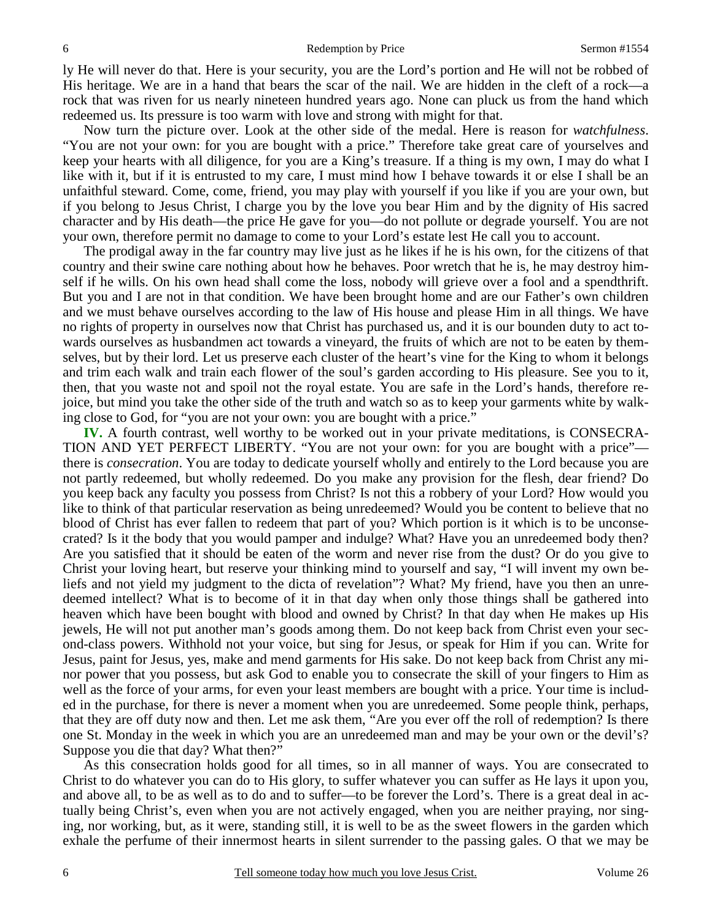ly He will never do that. Here is your security, you are the Lord's portion and He will not be robbed of His heritage. We are in a hand that bears the scar of the nail. We are hidden in the cleft of a rock—a rock that was riven for us nearly nineteen hundred years ago. None can pluck us from the hand which redeemed us. Its pressure is too warm with love and strong with might for that.

Now turn the picture over. Look at the other side of the medal. Here is reason for *watchfulness*. "You are not your own: for you are bought with a price." Therefore take great care of yourselves and keep your hearts with all diligence, for you are a King's treasure. If a thing is my own, I may do what I like with it, but if it is entrusted to my care, I must mind how I behave towards it or else I shall be an unfaithful steward. Come, come, friend, you may play with yourself if you like if you are your own, but if you belong to Jesus Christ, I charge you by the love you bear Him and by the dignity of His sacred character and by His death—the price He gave for you—do not pollute or degrade yourself. You are not your own, therefore permit no damage to come to your Lord's estate lest He call you to account.

The prodigal away in the far country may live just as he likes if he is his own, for the citizens of that country and their swine care nothing about how he behaves. Poor wretch that he is, he may destroy himself if he wills. On his own head shall come the loss, nobody will grieve over a fool and a spendthrift. But you and I are not in that condition. We have been brought home and are our Father's own children and we must behave ourselves according to the law of His house and please Him in all things. We have no rights of property in ourselves now that Christ has purchased us, and it is our bounden duty to act towards ourselves as husbandmen act towards a vineyard, the fruits of which are not to be eaten by themselves, but by their lord. Let us preserve each cluster of the heart's vine for the King to whom it belongs and trim each walk and train each flower of the soul's garden according to His pleasure. See you to it, then, that you waste not and spoil not the royal estate. You are safe in the Lord's hands, therefore rejoice, but mind you take the other side of the truth and watch so as to keep your garments white by walking close to God, for "you are not your own: you are bought with a price."

**IV.** A fourth contrast, well worthy to be worked out in your private meditations, is CONSECRATION AND YET PERFECT LIBERTY. "You are not your own: for you are bought with a price"—there is *consecration*. You are today to dedicate yourself wholly and entirely to the Lord because you are not partly redeemed, but wholly redeemed. Do you make any provision for the flesh, dear friend? Do you keep back any faculty you possess from Christ? Is not this a robbery of your Lord? How would you like to think of that particular reservation as being unredeemed? Would you be content to believe that no blood of Christ has ever fallen to redeem that part of you? Which portion is it which is to be unconsecrated? Is it the body that you would pamper and indulge? What? Have you an unredeemed body then? Are you satisfied that it should be eaten of the worm and never rise from the dust? Or do you give to Christ your loving heart, but reserve your thinking mind to yourself and say, "I will invent my own beliefs and not yield my judgment to the dicta of revelation"? What? My friend, have you then an unredeemed intellect? What is to become of it in that day when only those things shall be gathered into heaven which have been bought with blood and owned by Christ? In that day when He makes up His jewels, He will not put another man's goods among them. Do not keep back from Christ even your second-class powers. Withhold not your voice, but sing for Jesus, or speak for Him if you can. Write for Jesus, paint for Jesus, yes, make and mend garments for His sake. Do not keep back from Christ any minor power that you possess, but ask God to enable you to consecrate the skill of your fingers to Him as well as the force of your arms, for even your least members are bought with a price. Your time is included in the purchase, for there is never a moment when you are unredeemed. Some people think, perhaps, that they are off duty now and then. Let me ask them, "Are you ever off the roll of redemption? Is there one St. Monday in the week in which you are an unredeemed man and may be your own or the devil's? Suppose you die that day? What then?"

As this consecration holds good for all times, so in all manner of ways. You are consecrated to Christ to do whatever you can do to His glory, to suffer whatever you can suffer as He lays it upon you, and above all, to be as well as to do and to suffer—to be forever the Lord's. There is a great deal in actually being Christ's, even when you are not actively engaged, when you are neither praying, nor singing, nor working, but, as it were, standing still, it is well to be as the sweet flowers in the garden which exhale the perfume of their innermost hearts in silent surrender to the passing gales. O that we may be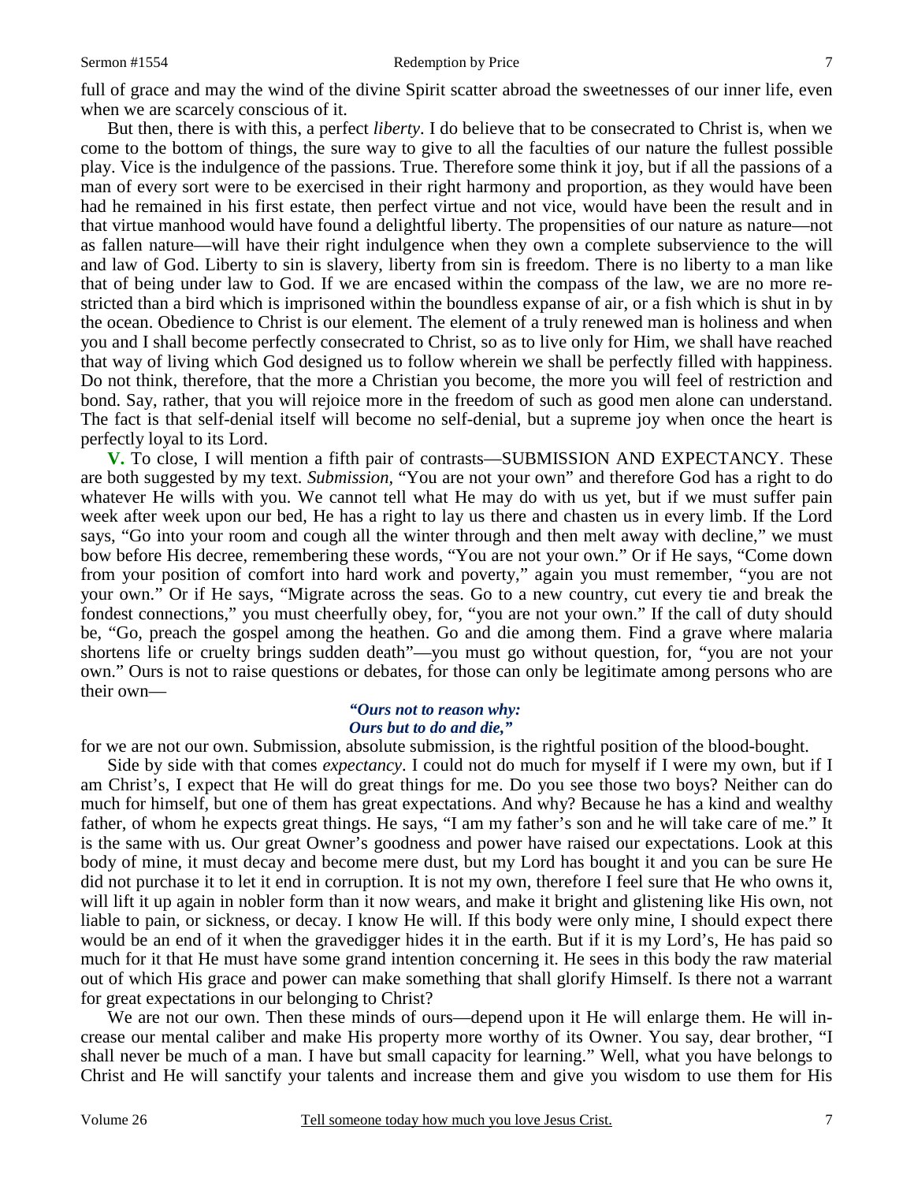full of grace and may the wind of the divine Spirit scatter abroad the sweetnesses of our inner life, even when we are scarcely conscious of it.

But then, there is with this, a perfect *liberty*. I do believe that to be consecrated to Christ is, when we come to the bottom of things, the sure way to give to all the faculties of our nature the fullest possible play. Vice is the indulgence of the passions. True. Therefore some think it joy, but if all the passions of a man of every sort were to be exercised in their right harmony and proportion, as they would have been had he remained in his first estate, then perfect virtue and not vice, would have been the result and in that virtue manhood would have found a delightful liberty. The propensities of our nature as nature—not as fallen nature—will have their right indulgence when they own a complete subservience to the will and law of God. Liberty to sin is slavery, liberty from sin is freedom. There is no liberty to a man like that of being under law to God. If we are encased within the compass of the law, we are no more restricted than a bird which is imprisoned within the boundless expanse of air, or a fish which is shut in by the ocean. Obedience to Christ is our element. The element of a truly renewed man is holiness and when you and I shall become perfectly consecrated to Christ, so as to live only for Him, we shall have reached that way of living which God designed us to follow wherein we shall be perfectly filled with happiness. Do not think, therefore, that the more a Christian you become, the more you will feel of restriction and bond. Say, rather, that you will rejoice more in the freedom of such as good men alone can understand. The fact is that self-denial itself will become no self-denial, but a supreme joy when once the heart is perfectly loyal to its Lord.

**V.** To close, I will mention a fifth pair of contrasts—SUBMISSION AND EXPECTANCY. These are both suggested by my text. *Submission*, "You are not your own" and therefore God has a right to do whatever He wills with you. We cannot tell what He may do with us yet, but if we must suffer pain week after week upon our bed, He has a right to lay us there and chasten us in every limb. If the Lord says, "Go into your room and cough all the winter through and then melt away with decline," we must bow before His decree, remembering these words, "You are not your own." Or if He says, "Come down from your position of comfort into hard work and poverty," again you must remember, "you are not your own." Or if He says, "Migrate across the seas. Go to a new country, cut every tie and break the fondest connections," you must cheerfully obey, for, "you are not your own." If the call of duty should be, "Go, preach the gospel among the heathen. Go and die among them. Find a grave where malaria shortens life or cruelty brings sudden death"—you must go without question, for, "you are not your own." Ours is not to raise questions or debates, for those can only be legitimate among persons who are their own—

*"Ours not to reason why:*
*Ours but to do and die,"*

for we are not our own. Submission, absolute submission, is the rightful position of the blood-bought.

Side by side with that comes *expectancy*. I could not do much for myself if I were my own, but if I am Christ's, I expect that He will do great things for me. Do you see those two boys? Neither can do much for himself, but one of them has great expectations. And why? Because he has a kind and wealthy father, of whom he expects great things. He says, "I am my father's son and he will take care of me." It is the same with us. Our great Owner's goodness and power have raised our expectations. Look at this body of mine, it must decay and become mere dust, but my Lord has bought it and you can be sure He did not purchase it to let it end in corruption. It is not my own, therefore I feel sure that He who owns it, will lift it up again in nobler form than it now wears, and make it bright and glistening like His own, not liable to pain, or sickness, or decay. I know He will. If this body were only mine, I should expect there would be an end of it when the gravedigger hides it in the earth. But if it is my Lord's, He has paid so much for it that He must have some grand intention concerning it. He sees in this body the raw material out of which His grace and power can make something that shall glorify Himself. Is there not a warrant for great expectations in our belonging to Christ?

We are not our own. Then these minds of ours—depend upon it He will enlarge them. He will increase our mental caliber and make His property more worthy of its Owner. You say, dear brother, "I shall never be much of a man. I have but small capacity for learning." Well, what you have belongs to Christ and He will sanctify your talents and increase them and give you wisdom to use them for His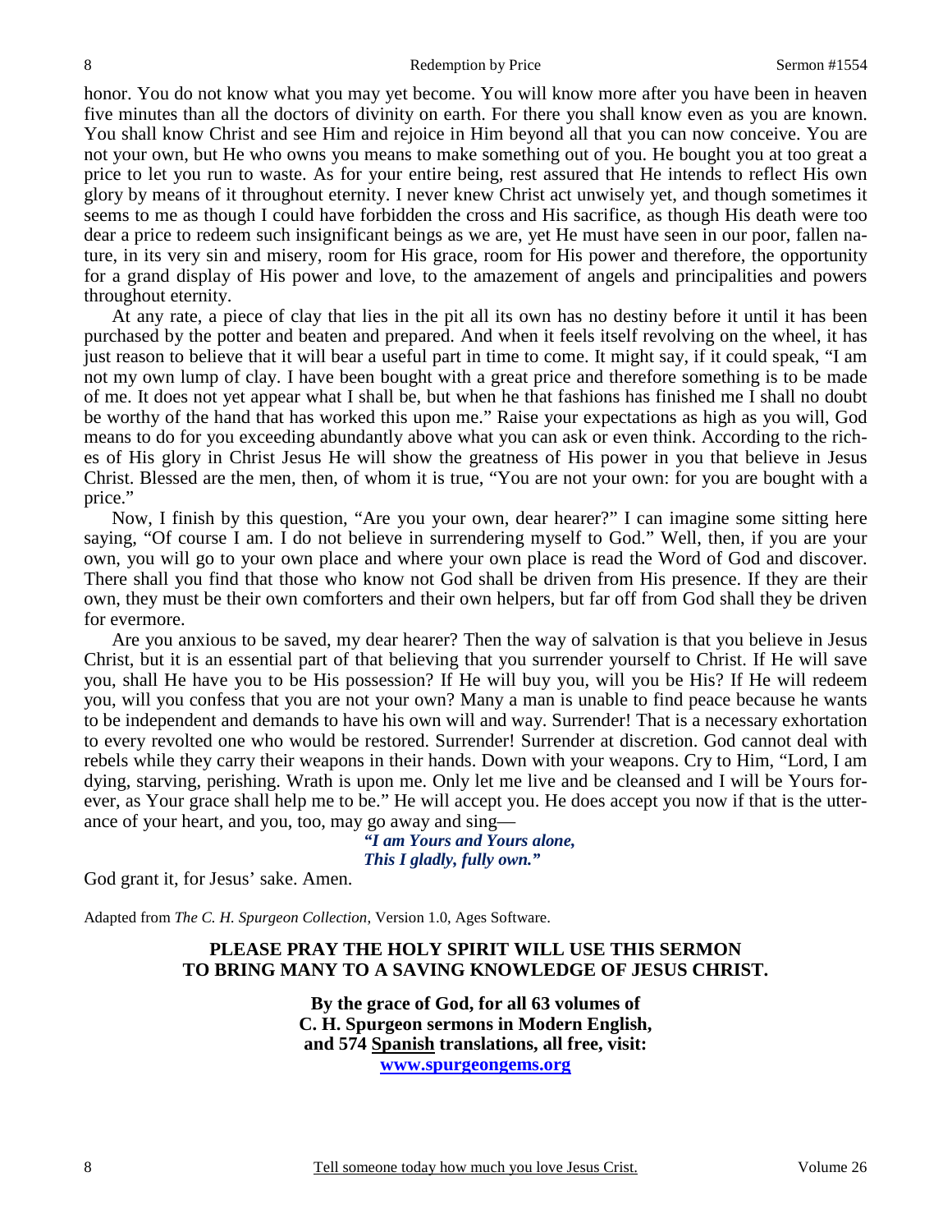honor. You do not know what you may yet become. You will know more after you have been in heaven five minutes than all the doctors of divinity on earth. For there you shall know even as you are known. You shall know Christ and see Him and rejoice in Him beyond all that you can now conceive. You are not your own, but He who owns you means to make something out of you. He bought you at too great a price to let you run to waste. As for your entire being, rest assured that He intends to reflect His own glory by means of it throughout eternity. I never knew Christ act unwisely yet, and though sometimes it seems to me as though I could have forbidden the cross and His sacrifice, as though His death were too dear a price to redeem such insignificant beings as we are, yet He must have seen in our poor, fallen nature, in its very sin and misery, room for His grace, room for His power and therefore, the opportunity for a grand display of His power and love, to the amazement of angels and principalities and powers throughout eternity.

At any rate, a piece of clay that lies in the pit all its own has no destiny before it until it has been purchased by the potter and beaten and prepared. And when it feels itself revolving on the wheel, it has just reason to believe that it will bear a useful part in time to come. It might say, if it could speak, "I am not my own lump of clay. I have been bought with a great price and therefore something is to be made of me. It does not yet appear what I shall be, but when he that fashions has finished me I shall no doubt be worthy of the hand that has worked this upon me." Raise your expectations as high as you will, God means to do for you exceeding abundantly above what you can ask or even think. According to the riches of His glory in Christ Jesus He will show the greatness of His power in you that believe in Jesus Christ. Blessed are the men, then, of whom it is true, "You are not your own: for you are bought with a price."

Now, I finish by this question, "Are you your own, dear hearer?" I can imagine some sitting here saying, "Of course I am. I do not believe in surrendering myself to God." Well, then, if you are your own, you will go to your own place and where your own place is read the Word of God and discover. There shall you find that those who know not God shall be driven from His presence. If they are their own, they must be their own comforters and their own helpers, but far off from God shall they be driven for evermore.

Are you anxious to be saved, my dear hearer? Then the way of salvation is that you believe in Jesus Christ, but it is an essential part of that believing that you surrender yourself to Christ. If He will save you, shall He have you to be His possession? If He will buy you, will you be His? If He will redeem you, will you confess that you are not your own? Many a man is unable to find peace because he wants to be independent and demands to have his own will and way. Surrender! That is a necessary exhortation to every revolted one who would be restored. Surrender! Surrender at discretion. God cannot deal with rebels while they carry their weapons in their hands. Down with your weapons. Cry to Him, "Lord, I am dying, starving, perishing. Wrath is upon me. Only let me live and be cleansed and I will be Yours forever, as Your grace shall help me to be." He will accept you. He does accept you now if that is the utterance of your heart, and you, too, may go away and sing—

*"I am Yours and Yours alone,*
*This I gladly, fully own."*

God grant it, for Jesus' sake. Amen.

Adapted from *The C. H. Spurgeon Collection*, Version 1.0, Ages Software.

**PLEASE PRAY THE HOLY SPIRIT WILL USE THIS SERMON TO BRING MANY TO A SAVING KNOWLEDGE OF JESUS CHRIST.**

**By the grace of God, for all 63 volumes of C. H. Spurgeon sermons in Modern English, and 574 Spanish translations, all free, visit: www.spurgeongems.org**

Tell someone today how much you love Jesus Crist.